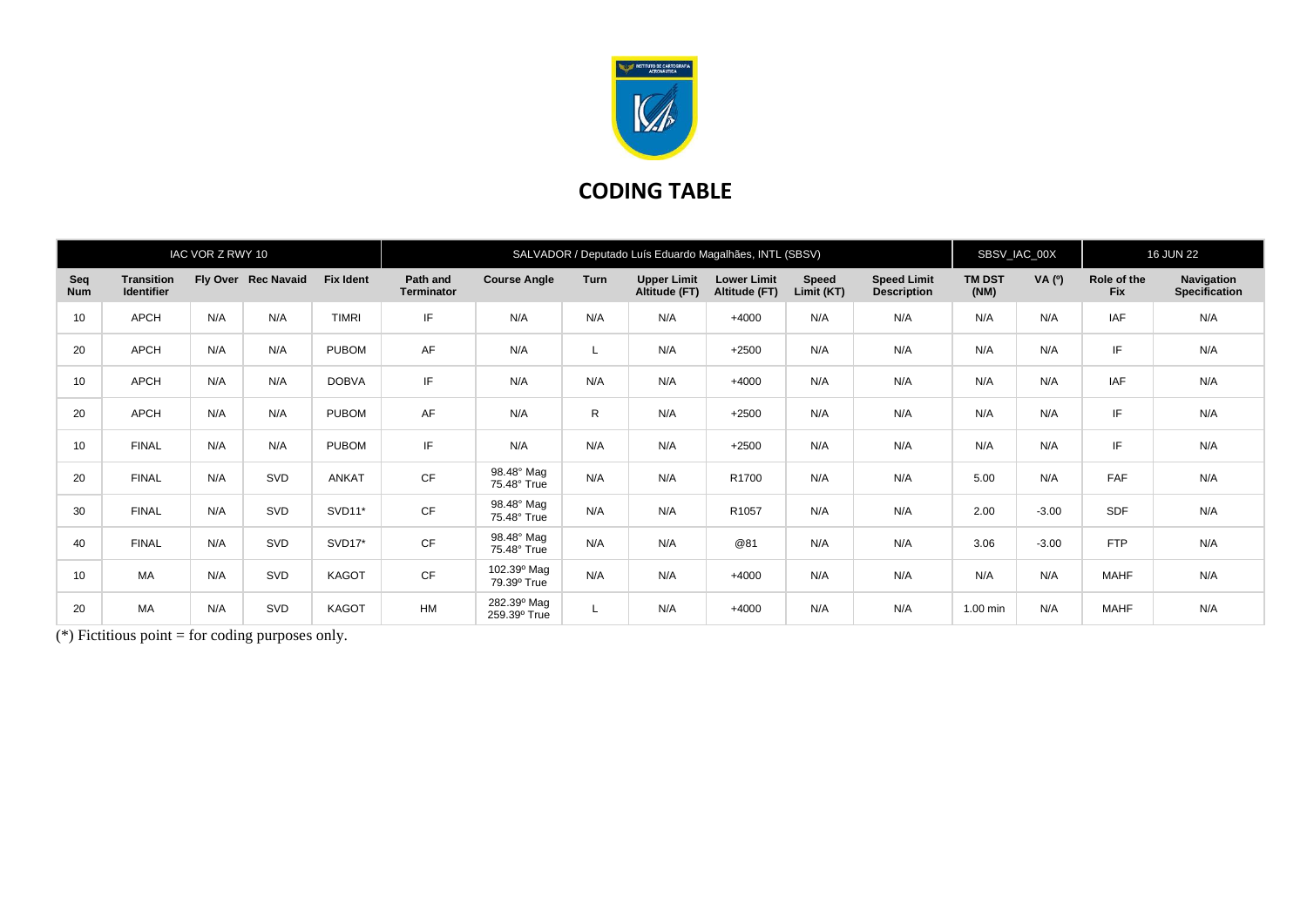# CODING TABLE

| IAC VOR Z RWY 10 | | | | | SALVADOR / Deputado Luís Eduardo Magalhães, INTL (SBSV) | | | | | | | SBSV_IAC_00X | | 16 JUN 22 | |
|---|---|---|---|---|---|---|---|---|---|---|---|---|---|---|---|
| **Seq Num** | **Transition Identifier** | **Fly Over** | **Rec Navaid** | **Fix Ident** | **Path and Terminator** | **Course Angle** | **Turn** | **Upper Limit Altitude (FT)** | **Lower Limit Altitude (FT)** | **Speed Limit (KT)** | **Speed Limit Description** | **TM DST (NM)** | **VA (º)** | **Role of the Fix** | **Navigation Specification** |
| 10 | APCH | N/A | N/A | TIMRI | IF | N/A | N/A | N/A | +4000 | N/A | N/A | N/A | N/A | IAF | N/A |
| 20 | APCH | N/A | N/A | PUBOM | AF | N/A | L | N/A | +2500 | N/A | N/A | N/A | N/A | IF | N/A |
| 10 | APCH | N/A | N/A | DOBVA | IF | N/A | N/A | N/A | +4000 | N/A | N/A | N/A | N/A | IAF | N/A |
| 20 | APCH | N/A | N/A | PUBOM | AF | N/A | R | N/A | +2500 | N/A | N/A | N/A | N/A | IF | N/A |
| 10 | FINAL | N/A | N/A | PUBOM | IF | N/A | N/A | N/A | +2500 | N/A | N/A | N/A | N/A | IF | N/A |
| 20 | FINAL | N/A | SVD | ANKAT | CF | 98.48° Mag 75.48° True | N/A | N/A | R1700 | N/A | N/A | 5.00 | N/A | FAF | N/A |
| 30 | FINAL | N/A | SVD | SVD11* | CF | 98.48° Mag 75.48° True | N/A | N/A | R1057 | N/A | N/A | 2.00 | -3.00 | SDF | N/A |
| 40 | FINAL | N/A | SVD | SVD17* | CF | 98.48° Mag 75.48° True | N/A | N/A | @81 | N/A | N/A | 3.06 | -3.00 | FTP | N/A |
| 10 | MA | N/A | SVD | KAGOT | CF | 102.39º Mag 79.39º True | N/A | N/A | +4000 | N/A | N/A | N/A | N/A | MAHF | N/A |
| 20 | MA | N/A | SVD | KAGOT | HM | 282.39º Mag 259.39º True | L | N/A | +4000 | N/A | N/A | 1.00 min | N/A | MAHF | N/A |

(*) Fictitious point = for coding purposes only.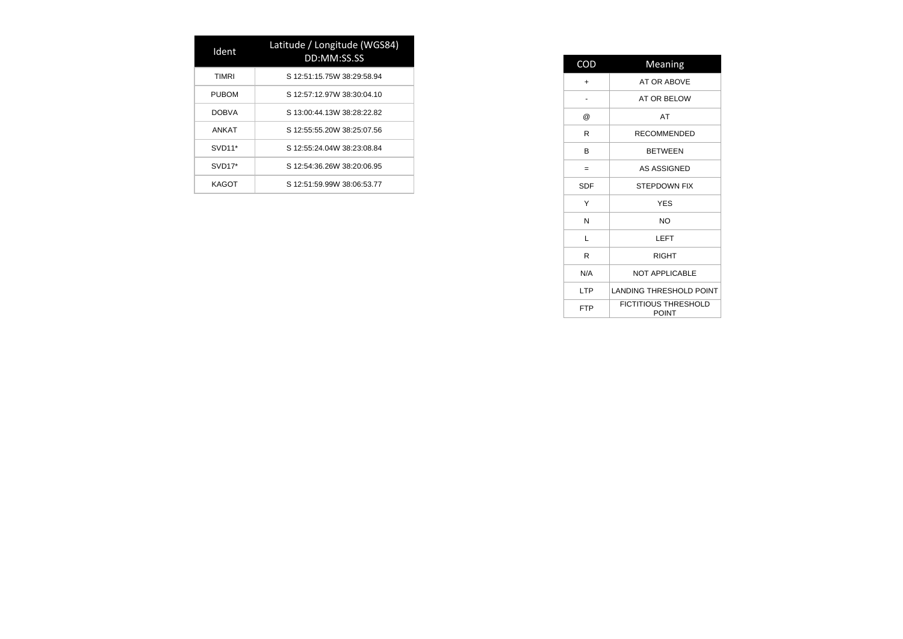| Ident | Latitude / Longitude (WGS84) DD:MM:SS.SS |
|---|---|
| TIMRI | S 12:51:15.75W 38:29:58.94 |
| PUBOM | S 12:57:12.97W 38:30:04.10 |
| DOBVA | S 13:00:44.13W 38:28:22.82 |
| ANKAT | S 12:55:55.20W 38:25:07.56 |
| SVD11* | S 12:55:24.04W 38:23:08.84 |
| SVD17* | S 12:54:36.26W 38:20:06.95 |
| KAGOT | S 12:51:59.99W 38:06:53.77 |

| COD | Meaning |
|---|---|
| + | AT OR ABOVE |
| - | AT OR BELOW |
| @ | AT |
| R | RECOMMENDED |
| B | BETWEEN |
| = | AS ASSIGNED |
| SDF | STEPDOWN FIX |
| Y | YES |
| N | NO |
| L | LEFT |
| R | RIGHT |
| N/A | NOT APPLICABLE |
| LTP | LANDING THRESHOLD POINT |
| FTP | FICTITIOUS THRESHOLD POINT |